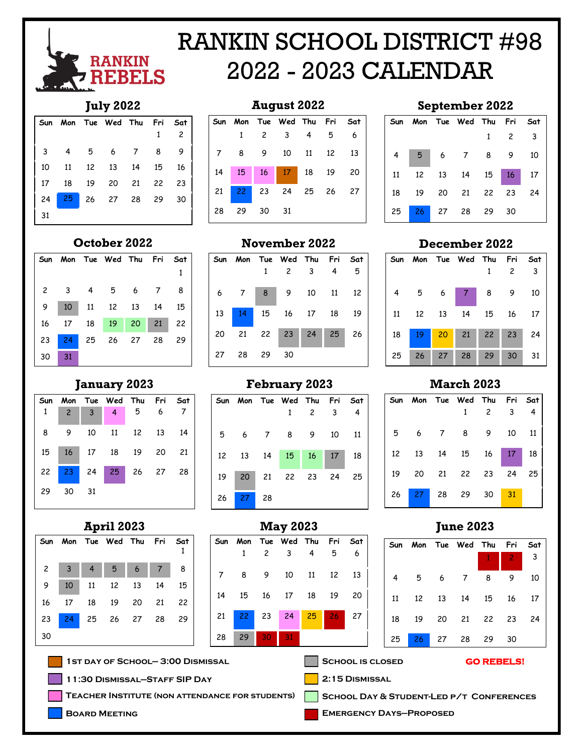# RANKIN SCHOOL DISTRICT #98
# 2022 - 2023 CALENDAR

RANKIN REBELS

## July 2022

| Sun | Mon | Tue | Wed | Thu | Fri | Sat |
|---|---|---|---|---|---|---|
| | | | | | 1 | 2 |
| 3 | 4 | 5 | 6 | 7 | 8 | 9 |
| 10 | 11 | 12 | 13 | 14 | 15 | 16 |
| 17 | 18 | 19 | 20 | 21 | 22 | 23 |
| 24 | 25 | 26 | 27 | 28 | 29 | 30 |
| 31 | | | | | | |

## August 2022

| Sun | Mon | Tue | Wed | Thu | Fri | Sat |
|---|---|---|---|---|---|---|
| | 1 | 2 | 3 | 4 | 5 | 6 |
| 7 | 8 | 9 | 10 | 11 | 12 | 13 |
| 14 | 15 | 16 | 17 | 18 | 19 | 20 |
| 21 | 22 | 23 | 24 | 25 | 26 | 27 |
| 28 | 29 | 30 | 31 | | | |

## September 2022

| Sun | Mon | Tue | Wed | Thu | Fri | Sat |
|---|---|---|---|---|---|---|
| | | | | 1 | 2 | 3 |
| 4 | 5 | 6 | 7 | 8 | 9 | 10 |
| 11 | 12 | 13 | 14 | 15 | 16 | 17 |
| 18 | 19 | 20 | 21 | 22 | 23 | 24 |
| 25 | 26 | 27 | 28 | 29 | 30 | |

## October 2022

| Sun | Mon | Tue | Wed | Thu | Fri | Sat |
|---|---|---|---|---|---|---|
| | | | | | | 1 |
| 2 | 3 | 4 | 5 | 6 | 7 | 8 |
| 9 | 10 | 11 | 12 | 13 | 14 | 15 |
| 16 | 17 | 18 | 19 | 20 | 21 | 22 |
| 23 | 24 | 25 | 26 | 27 | 28 | 29 |
| 30 | 31 | | | | | |

## November 2022

| Sun | Mon | Tue | Wed | Thu | Fri | Sat |
|---|---|---|---|---|---|---|
| | | 1 | 2 | 3 | 4 | 5 |
| 6 | 7 | 8 | 9 | 10 | 11 | 12 |
| 13 | 14 | 15 | 16 | 17 | 18 | 19 |
| 20 | 21 | 22 | 23 | 24 | 25 | 26 |
| 27 | 28 | 29 | 30 | | | |

## December 2022

| Sun | Mon | Tue | Wed | Thu | Fri | Sat |
|---|---|---|---|---|---|---|
| | | | | 1 | 2 | 3 |
| 4 | 5 | 6 | 7 | 8 | 9 | 10 |
| 11 | 12 | 13 | 14 | 15 | 16 | 17 |
| 18 | 19 | 20 | 21 | 22 | 23 | 24 |
| 25 | 26 | 27 | 28 | 29 | 30 | 31 |

## January 2023

| Sun | Mon | Tue | Wed | Thu | Fri | Sat |
|---|---|---|---|---|---|---|
| 1 | 2 | 3 | 4 | 5 | 6 | 7 |
| 8 | 9 | 10 | 11 | 12 | 13 | 14 |
| 15 | 16 | 17 | 18 | 19 | 20 | 21 |
| 22 | 23 | 24 | 25 | 26 | 27 | 28 |
| 29 | 30 | 31 | | | | |

## February 2023

| Sun | Mon | Tue | Wed | Thu | Fri | Sat |
|---|---|---|---|---|---|---|
| | | | 1 | 2 | 3 | 4 |
| 5 | 6 | 7 | 8 | 9 | 10 | 11 |
| 12 | 13 | 14 | 15 | 16 | 17 | 18 |
| 19 | 20 | 21 | 22 | 23 | 24 | 25 |
| 26 | 27 | 28 | | | | |

## March 2023

| Sun | Mon | Tue | Wed | Thu | Fri | Sat |
|---|---|---|---|---|---|---|
| | | | 1 | 2 | 3 | 4 |
| 5 | 6 | 7 | 8 | 9 | 10 | 11 |
| 12 | 13 | 14 | 15 | 16 | 17 | 18 |
| 19 | 20 | 21 | 22 | 23 | 24 | 25 |
| 26 | 27 | 28 | 29 | 30 | 31 | |

## April 2023

| Sun | Mon | Tue | Wed | Thu | Fri | Sat |
|---|---|---|---|---|---|---|
| | | | | | | 1 |
| 2 | 3 | 4 | 5 | 6 | 7 | 8 |
| 9 | 10 | 11 | 12 | 13 | 14 | 15 |
| 16 | 17 | 18 | 19 | 20 | 21 | 22 |
| 23 | 24 | 25 | 26 | 27 | 28 | 29 |
| 30 | | | | | | |

## May 2023

| Sun | Mon | Tue | Wed | Thu | Fri | Sat |
|---|---|---|---|---|---|---|
| | 1 | 2 | 3 | 4 | 5 | 6 |
| 7 | 8 | 9 | 10 | 11 | 12 | 13 |
| 14 | 15 | 16 | 17 | 18 | 19 | 20 |
| 21 | 22 | 23 | 24 | 25 | 26 | 27 |
| 28 | 29 | 30 | 31 | | | |

## June 2023

| Sun | Mon | Tue | Wed | Thu | Fri | Sat |
|---|---|---|---|---|---|---|
| | | | | 1 | 2 | 3 |
| 4 | 5 | 6 | 7 | 8 | 9 | 10 |
| 11 | 12 | 13 | 14 | 15 | 16 | 17 |
| 18 | 19 | 20 | 21 | 22 | 23 | 24 |
| 25 | 26 | 27 | 28 | 29 | 30 | |

- 1st Day of School– 3:00 Dismissal
- 11:30 Dismissal—Staff SIP Day
- Teacher Institute (non attendance for students)
- Board Meeting
- School is Closed
- 2:15 Dismissal
- School Day & Student-Led P/T Conferences
- Emergency Days—Proposed

**GO REBELS!**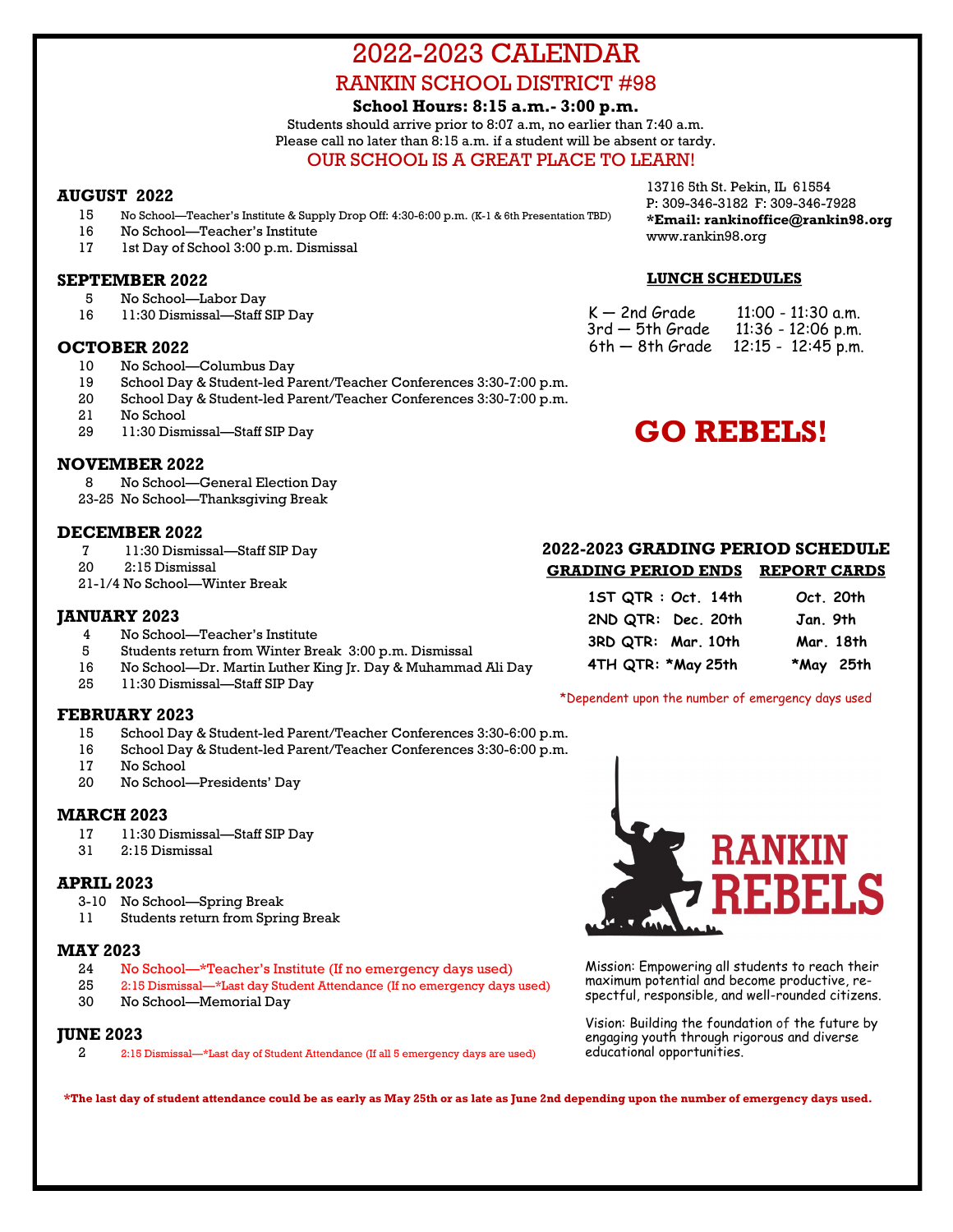# 2022-2023 CALENDAR

## RANKIN SCHOOL DISTRICT #98

**School Hours: 8:15 a.m.- 3:00 p.m.**

Students should arrive prior to 8:07 a.m, no earlier than 7:40 a.m.
Please call no later than 8:15 a.m. if a student will be absent or tardy.

OUR SCHOOL IS A GREAT PLACE TO LEARN!

13716 5th St. Pekin, IL 61554
P: 309-346-3182 F: 309-346-7928
**\*Email: rankinoffice@rankin98.org**
www.rankin98.org

### AUGUST 2022

- 15 No School—Teacher's Institute & Supply Drop Off: 4:30-6:00 p.m. (K-1 & 6th Presentation TBD)
- 16 No School—Teacher's Institute
- 17 1st Day of School 3:00 p.m. Dismissal

### SEPTEMBER 2022

- 5 No School—Labor Day
- 16 11:30 Dismissal—Staff SIP Day

### OCTOBER 2022

- 10 No School—Columbus Day
- 19 School Day & Student-led Parent/Teacher Conferences 3:30-7:00 p.m.
- 20 School Day & Student-led Parent/Teacher Conferences 3:30-7:00 p.m.
- 21 No School
- 29 11:30 Dismissal—Staff SIP Day

### NOVEMBER 2022

- 8 No School—General Election Day
- 23-25 No School—Thanksgiving Break

### DECEMBER 2022

- 7 11:30 Dismissal—Staff SIP Day
- 20 2:15 Dismissal
- 21-1/4 No School—Winter Break

### JANUARY 2023

- 4 No School—Teacher's Institute
- 5 Students return from Winter Break 3:00 p.m. Dismissal
- 16 No School—Dr. Martin Luther King Jr. Day & Muhammad Ali Day
- 25 11:30 Dismissal—Staff SIP Day

### FEBRUARY 2023

- 15 School Day & Student-led Parent/Teacher Conferences 3:30-6:00 p.m.
- 16 School Day & Student-led Parent/Teacher Conferences 3:30-6:00 p.m.
- 17 No School
- 20 No School—Presidents' Day

### MARCH 2023

- 17 11:30 Dismissal—Staff SIP Day
- 31 2:15 Dismissal

### APRIL 2023

- 3-10 No School—Spring Break
- 11 Students return from Spring Break

### MAY 2023

- 24 No School—*Teacher's Institute (If no emergency days used)
- 25 2:15 Dismissal—*Last day Student Attendance (If no emergency days used)
- 30 No School—Memorial Day

### JUNE 2023

- 2 2:15 Dismissal—*Last day of Student Attendance (If all 5 emergency days are used)

### LUNCH SCHEDULES

| | |
|---|---|
| K — 2nd Grade | 11:00 - 11:30 a.m. |
| 3rd — 5th Grade | 11:36 - 12:06 p.m. |
| 6th — 8th Grade | 12:15 - 12:45 p.m. |

**GO REBELS!**

### 2022-2023 GRADING PERIOD SCHEDULE

| GRADING PERIOD ENDS | REPORT CARDS |
|---|---|
| 1ST QTR : Oct. 14th | Oct. 20th |
| 2ND QTR: Dec. 20th | Jan. 9th |
| 3RD QTR: Mar. 10th | Mar. 18th |
| 4TH QTR: *May 25th | *May 25th |

*Dependent upon the number of emergency days used

RANKIN REBELS

Mission: Empowering all students to reach their maximum potential and become productive, respectful, responsible, and well-rounded citizens.

Vision: Building the foundation of the future by engaging youth through rigorous and diverse educational opportunities.

**\*The last day of student attendance could be as early as May 25th or as late as June 2nd depending upon the number of emergency days used.**